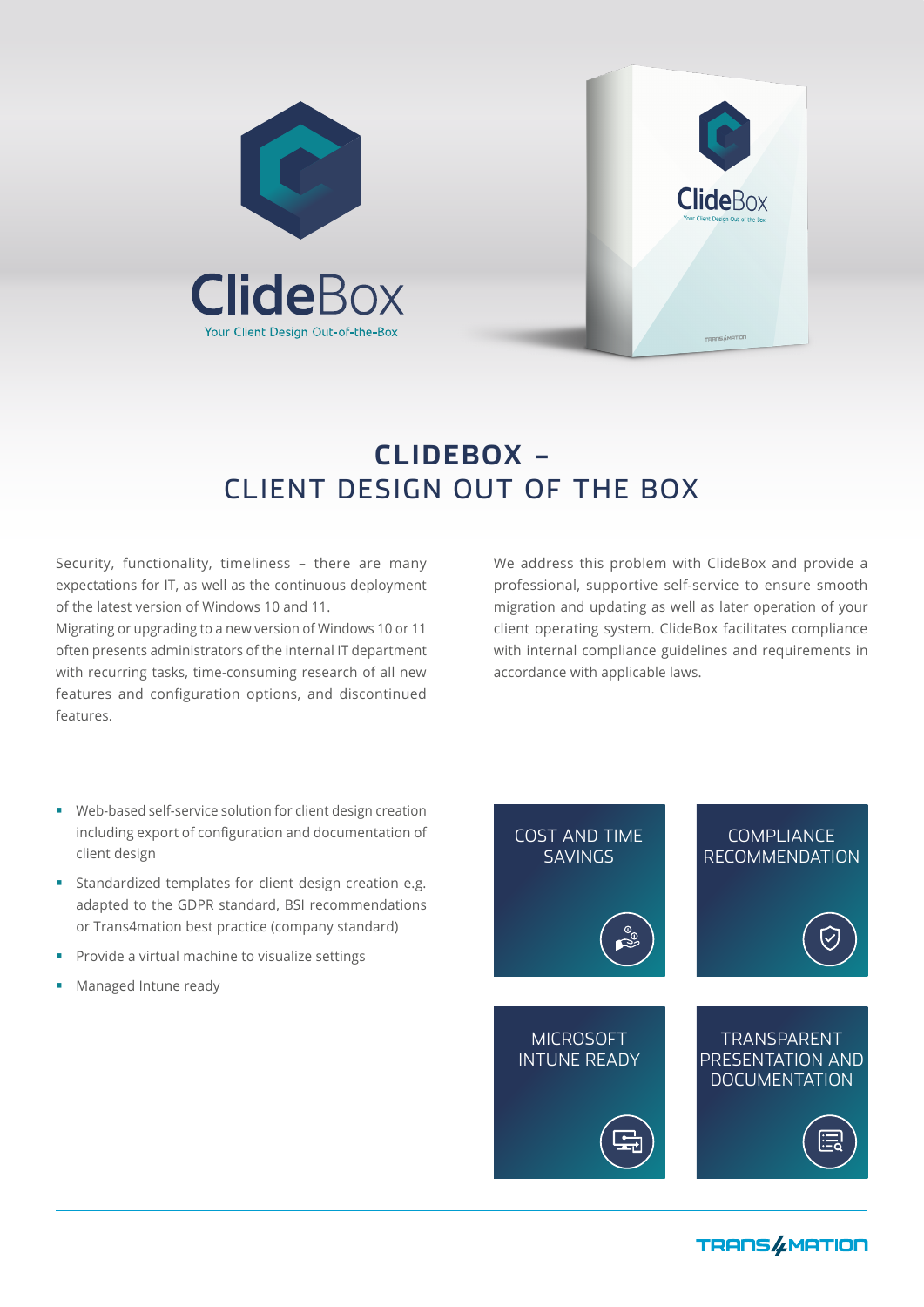ClideBox

Your Client Design Out-of-the-Box

# CLIDEBOX – CLIENT DESIGN OUT OF THE BOX

Security, functionality, timeliness – there are many expectations for IT, as well as the continuous deployment of the latest version of Windows 10 and 11.
Migrating or upgrading to a new version of Windows 10 or 11 often presents administrators of the internal IT department with recurring tasks, time-consuming research of all new features and configuration options, and discontinued features.

We address this problem with ClideBox and provide a professional, supportive self-service to ensure smooth migration and updating as well as later operation of your client operating system. ClideBox facilitates compliance with internal compliance guidelines and requirements in accordance with applicable laws.

- Web-based self-service solution for client design creation including export of configuration and documentation of client design
- Standardized templates for client design creation e.g. adapted to the GDPR standard, BSI recommendations or Trans4mation best practice (company standard)
- Provide a virtual machine to visualize settings
- Managed Intune ready

COST AND TIME SAVINGS

COMPLIANCE RECOMMENDATION

MICROSOFT INTUNE READY

TRANSPARENT PRESENTATION AND DOCUMENTATION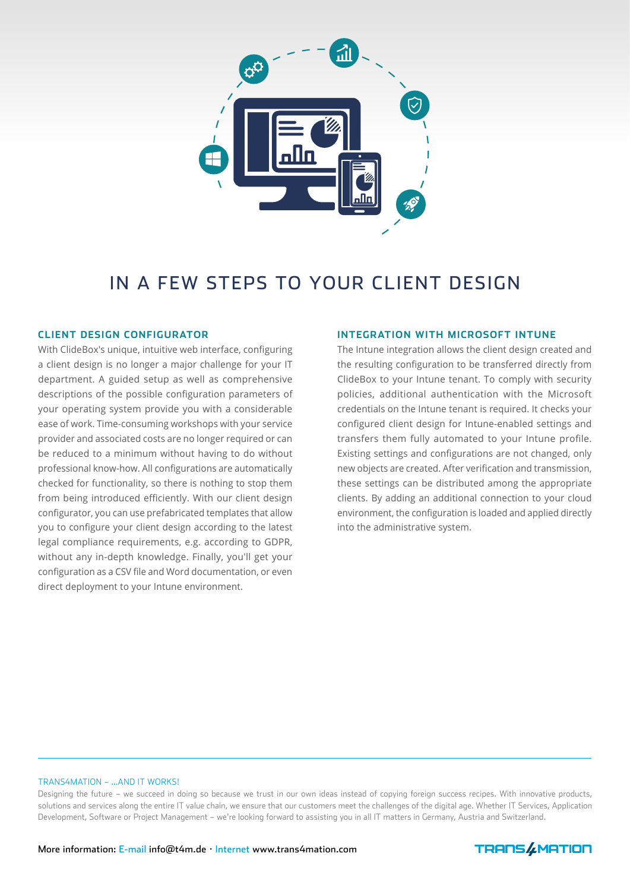# IN A FEW STEPS TO YOUR CLIENT DESIGN

## CLIENT DESIGN CONFIGURATOR

With ClideBox's unique, intuitive web interface, configuring a client design is no longer a major challenge for your IT department. A guided setup as well as comprehensive descriptions of the possible configuration parameters of your operating system provide you with a considerable ease of work. Time-consuming workshops with your service provider and associated costs are no longer required or can be reduced to a minimum without having to do without professional know-how. All configurations are automatically checked for functionality, so there is nothing to stop them from being introduced efficiently. With our client design configurator, you can use prefabricated templates that allow you to configure your client design according to the latest legal compliance requirements, e.g. according to GDPR, without any in-depth knowledge. Finally, you'll get your configuration as a CSV file and Word documentation, or even direct deployment to your Intune environment.

## INTEGRATION WITH MICROSOFT INTUNE

The Intune integration allows the client design created and the resulting configuration to be transferred directly from ClideBox to your Intune tenant. To comply with security policies, additional authentication with the Microsoft credentials on the Intune tenant is required. It checks your configured client design for Intune-enabled settings and transfers them fully automated to your Intune profile. Existing settings and configurations are not changed, only new objects are created. After verification and transmission, these settings can be distributed among the appropriate clients. By adding an additional connection to your cloud environment, the configuration is loaded and applied directly into the administrative system.

TRANS4MATION – ...AND IT WORKS!

Designing the future – we succeed in doing so because we trust in our own ideas instead of copying foreign success recipes. With innovative products, solutions and services along the entire IT value chain, we ensure that our customers meet the challenges of the digital age. Whether IT Services, Application Development, Software or Project Management – we're looking forward to assisting you in all IT matters in Germany, Austria and Switzerland.

More information: E-mail info@t4m.de · Internet www.trans4mation.com

TRANS4MATION